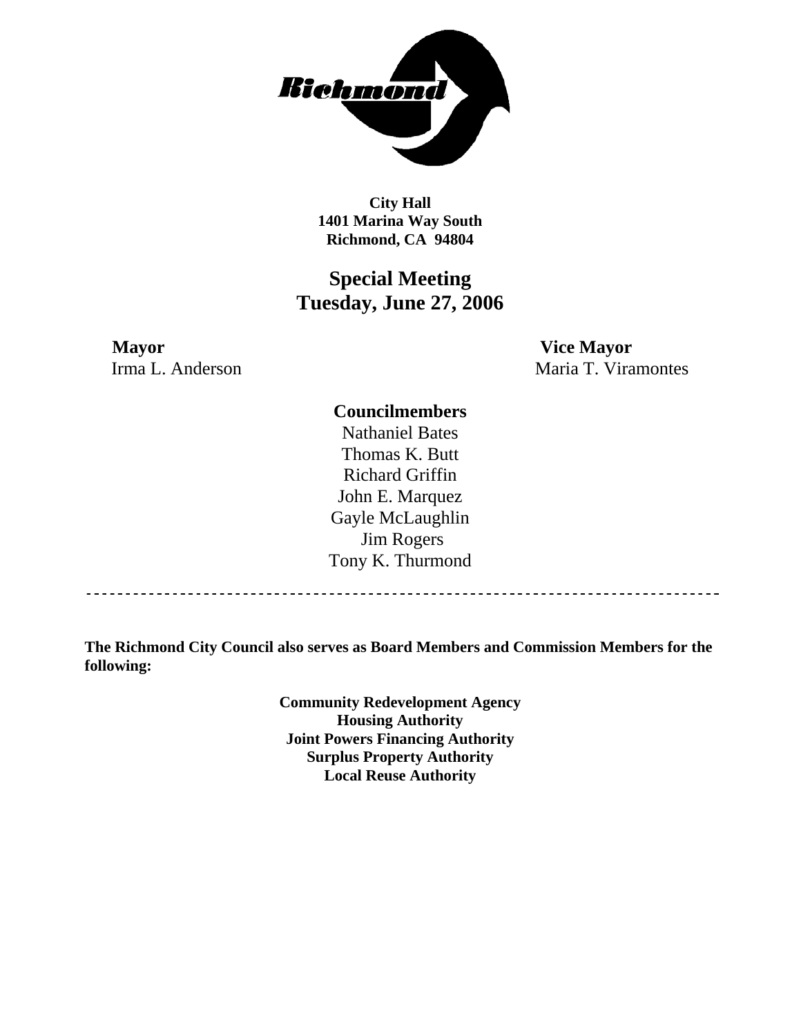**City Hall**
**1401 Marina Way South**
**Richmond, CA 94804**

# Special Meeting
# Tuesday, June 27, 2006

**Mayor**
Irma L. Anderson

**Vice Mayor**
Maria T. Viramontes

**Councilmembers**

Nathaniel Bates
Thomas K. Butt
Richard Griffin
John E. Marquez
Gayle McLaughlin
Jim Rogers
Tony K. Thurmond

---

**The Richmond City Council also serves as Board Members and Commission Members for the following:**

**Community Redevelopment Agency**
**Housing Authority**
**Joint Powers Financing Authority**
**Surplus Property Authority**
**Local Reuse Authority**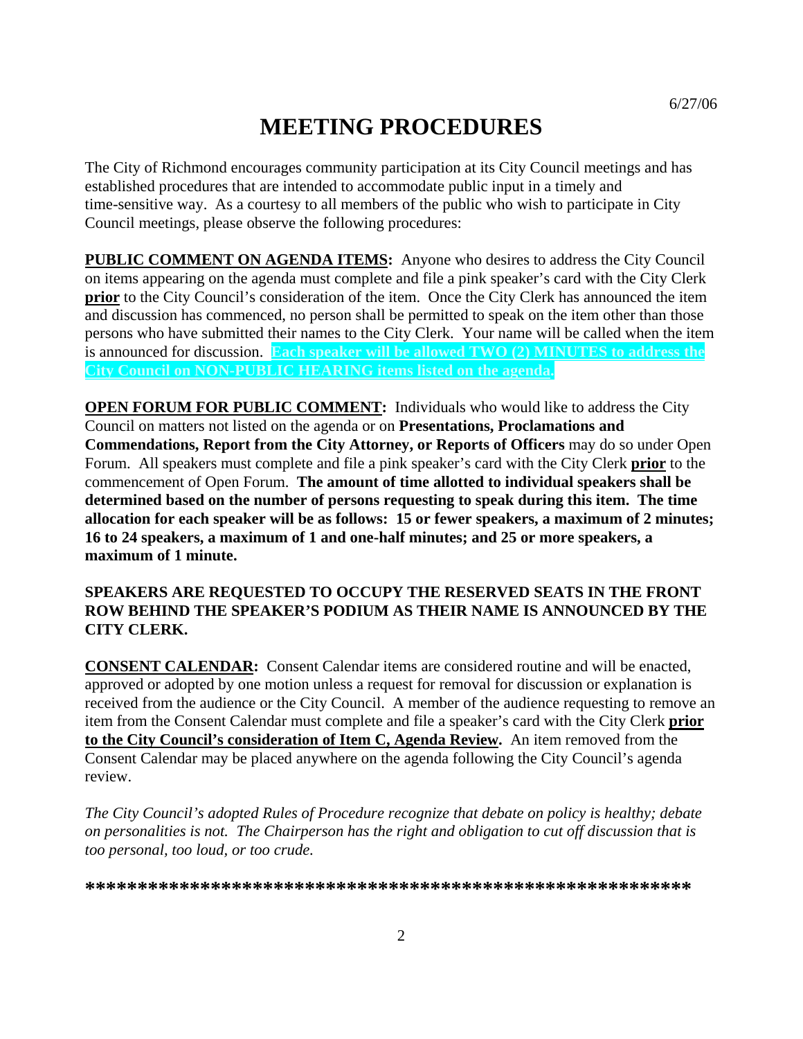6/27/06

# MEETING PROCEDURES

The City of Richmond encourages community participation at its City Council meetings and has established procedures that are intended to accommodate public input in a timely and time-sensitive way. As a courtesy to all members of the public who wish to participate in City Council meetings, please observe the following procedures:

**PUBLIC COMMENT ON AGENDA ITEMS:** Anyone who desires to address the City Council on items appearing on the agenda must complete and file a pink speaker's card with the City Clerk **prior** to the City Council's consideration of the item. Once the City Clerk has announced the item and discussion has commenced, no person shall be permitted to speak on the item other than those persons who have submitted their names to the City Clerk. Your name will be called when the item is announced for discussion. **Each speaker will be allowed TWO (2) MINUTES to address the City Council on NON-PUBLIC HEARING items listed on the agenda.**

**OPEN FORUM FOR PUBLIC COMMENT:** Individuals who would like to address the City Council on matters not listed on the agenda or on **Presentations, Proclamations and Commendations, Report from the City Attorney, or Reports of Officers** may do so under Open Forum. All speakers must complete and file a pink speaker's card with the City Clerk **prior** to the commencement of Open Forum. **The amount of time allotted to individual speakers shall be determined based on the number of persons requesting to speak during this item. The time allocation for each speaker will be as follows: 15 or fewer speakers, a maximum of 2 minutes; 16 to 24 speakers, a maximum of 1 and one-half minutes; and 25 or more speakers, a maximum of 1 minute.**

**SPEAKERS ARE REQUESTED TO OCCUPY THE RESERVED SEATS IN THE FRONT ROW BEHIND THE SPEAKER'S PODIUM AS THEIR NAME IS ANNOUNCED BY THE CITY CLERK.**

**CONSENT CALENDAR:** Consent Calendar items are considered routine and will be enacted, approved or adopted by one motion unless a request for removal for discussion or explanation is received from the audience or the City Council. A member of the audience requesting to remove an item from the Consent Calendar must complete and file a speaker's card with the City Clerk **prior to the City Council's consideration of Item C, Agenda Review.** An item removed from the Consent Calendar may be placed anywhere on the agenda following the City Council's agenda review.

*The City Council's adopted Rules of Procedure recognize that debate on policy is healthy; debate on personalities is not. The Chairperson has the right and obligation to cut off discussion that is too personal, too loud, or too crude.*

*****************************************************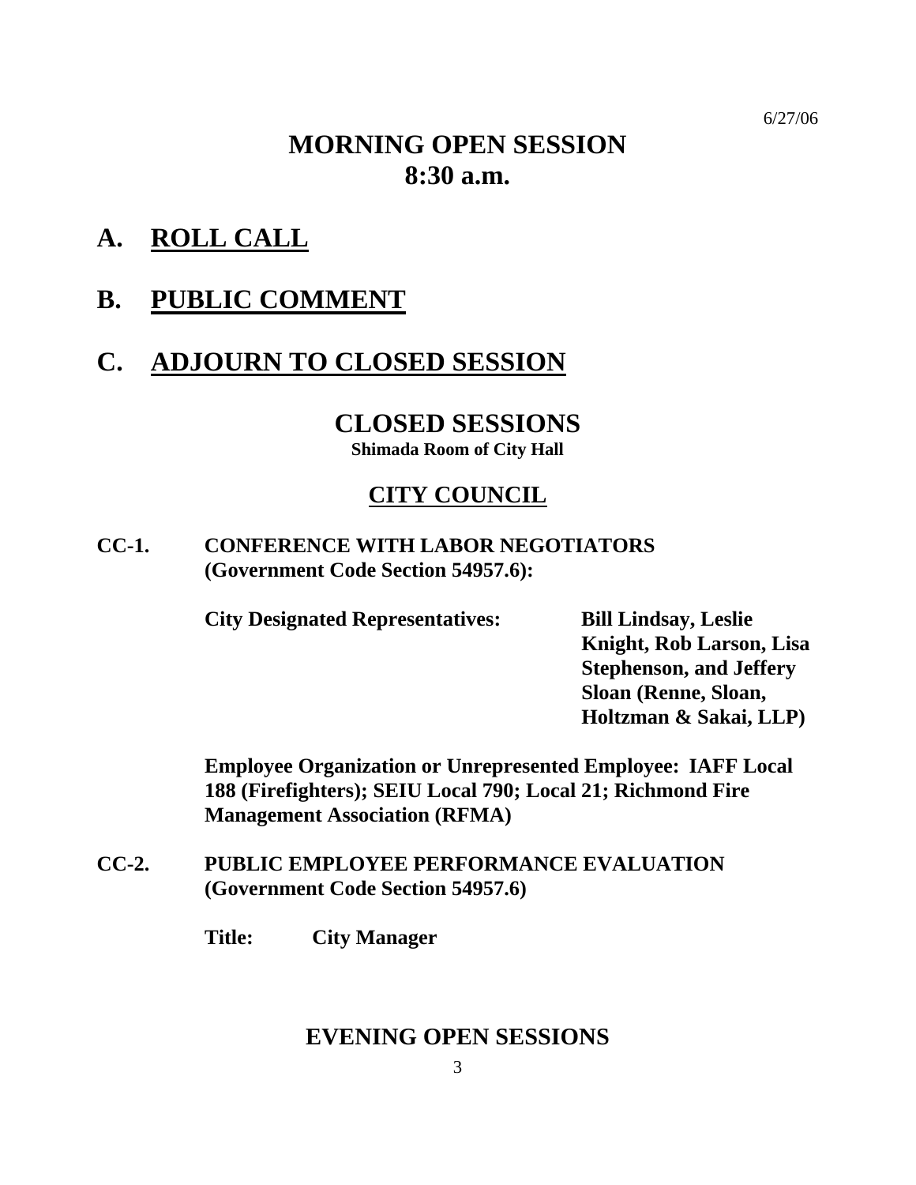6/27/06

# MORNING OPEN SESSION
# 8:30 a.m.

## A. ROLL CALL

## B. PUBLIC COMMENT

## C. ADJOURN TO CLOSED SESSION

# CLOSED SESSIONS

**Shimada Room of City Hall**

## CITY COUNCIL

**CC-1. CONFERENCE WITH LABOR NEGOTIATORS (Government Code Section 54957.6):**

**City Designated Representatives:** **Bill Lindsay, Leslie Knight, Rob Larson, Lisa Stephenson, and Jeffery Sloan (Renne, Sloan, Holtzman & Sakai, LLP)**

**Employee Organization or Unrepresented Employee: IAFF Local 188 (Firefighters); SEIU Local 790; Local 21; Richmond Fire Management Association (RFMA)**

**CC-2. PUBLIC EMPLOYEE PERFORMANCE EVALUATION (Government Code Section 54957.6)**

**Title:** **City Manager**

# EVENING OPEN SESSIONS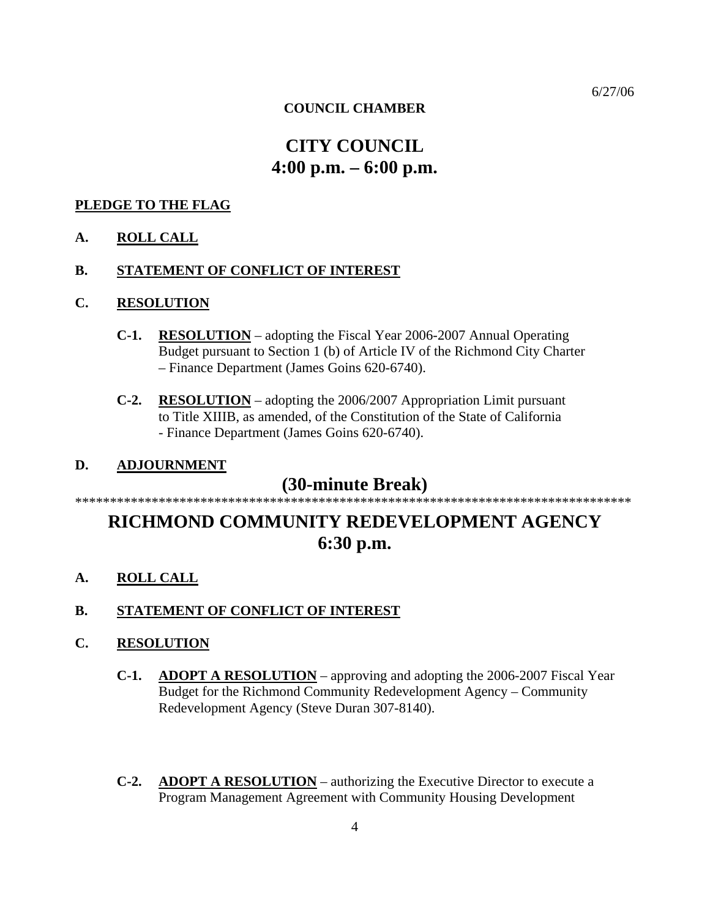6/27/06

**COUNCIL CHAMBER**

# CITY COUNCIL
# 4:00 p.m. – 6:00 p.m.

**PLEDGE TO THE FLAG**

**A. ROLL CALL**

**B. STATEMENT OF CONFLICT OF INTEREST**

**C. RESOLUTION**

**C-1. RESOLUTION** – adopting the Fiscal Year 2006-2007 Annual Operating Budget pursuant to Section 1 (b) of Article IV of the Richmond City Charter – Finance Department (James Goins 620-6740).

**C-2. RESOLUTION** – adopting the 2006/2007 Appropriation Limit pursuant to Title XIIIB, as amended, of the Constitution of the State of California - Finance Department (James Goins 620-6740).

**D. ADJOURNMENT**

## (30-minute Break)

*******************************************************************************

# RICHMOND COMMUNITY REDEVELOPMENT AGENCY
# 6:30 p.m.

**A. ROLL CALL**

**B. STATEMENT OF CONFLICT OF INTEREST**

**C. RESOLUTION**

**C-1. ADOPT A RESOLUTION** – approving and adopting the 2006-2007 Fiscal Year Budget for the Richmond Community Redevelopment Agency – Community Redevelopment Agency (Steve Duran 307-8140).

**C-2. ADOPT A RESOLUTION** – authorizing the Executive Director to execute a Program Management Agreement with Community Housing Development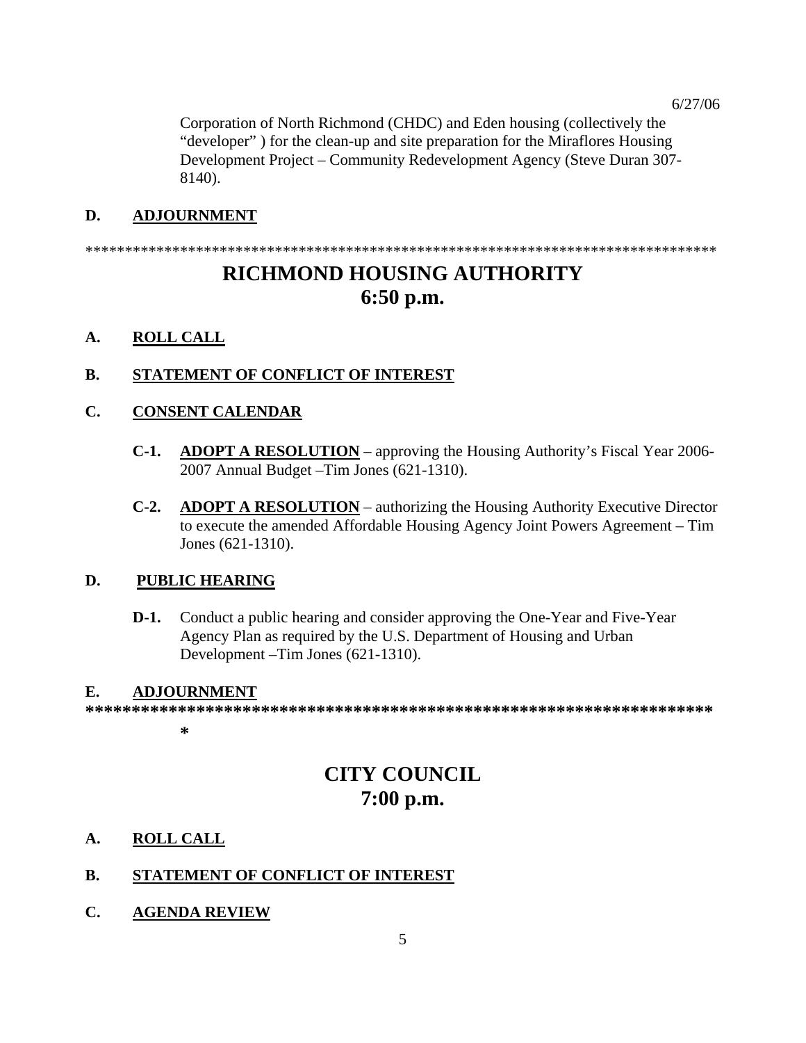Corporation of North Richmond (CHDC) and Eden housing (collectively the "developer" ) for the clean-up and site preparation for the Miraflores Housing Development Project – Community Redevelopment Agency (Steve Duran 307-8140).

**D. ADJOURNMENT**

\*\*\*\*\*\*\*\*\*\*\*\*\*\*\*\*\*\*\*\*\*\*\*\*\*\*\*\*\*\*\*\*\*\*\*\*\*\*\*\*\*\*\*\*\*\*\*\*\*\*\*\*\*\*\*\*\*\*\*\*\*\*\*\*\*\*\*\*\*\*\*\*\*\*\*\*\*\*\*\*\*\*

# RICHMOND HOUSING AUTHORITY
# 6:50 p.m.

**A. ROLL CALL**

**B. STATEMENT OF CONFLICT OF INTEREST**

**C. CONSENT CALENDAR**

**C-1. ADOPT A RESOLUTION** – approving the Housing Authority's Fiscal Year 2006-2007 Annual Budget –Tim Jones (621-1310).

**C-2. ADOPT A RESOLUTION** – authorizing the Housing Authority Executive Director to execute the amended Affordable Housing Agency Joint Powers Agreement – Tim Jones (621-1310).

**D. PUBLIC HEARING**

**D-1.** Conduct a public hearing and consider approving the One-Year and Five-Year Agency Plan as required by the U.S. Department of Housing and Urban Development –Tim Jones (621-1310).

**E. ADJOURNMENT**

\*\*\*\*\*\*\*\*\*\*\*\*\*\*\*\*\*\*\*\*\*\*\*\*\*\*\*\*\*\*\*\*\*\*\*\*\*\*\*\*\*\*\*\*\*\*\*\*\*\*\*\*\*\*\*\*\*\*\*\*\*\*\*\*\*\*\*\*\*\*\*\*\*

# CITY COUNCIL
# 7:00 p.m.

**A. ROLL CALL**

**B. STATEMENT OF CONFLICT OF INTEREST**

**C. AGENDA REVIEW**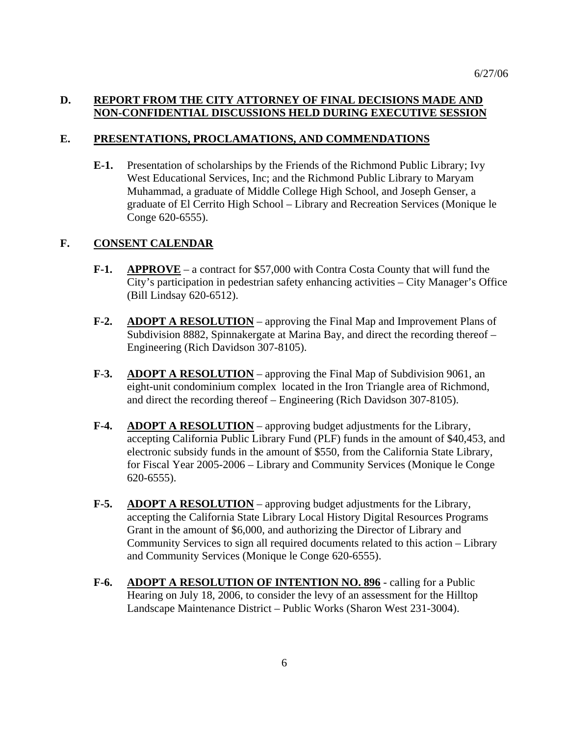6/27/06

## D. REPORT FROM THE CITY ATTORNEY OF FINAL DECISIONS MADE AND NON-CONFIDENTIAL DISCUSSIONS HELD DURING EXECUTIVE SESSION

## E. PRESENTATIONS, PROCLAMATIONS, AND COMMENDATIONS

**E-1.** Presentation of scholarships by the Friends of the Richmond Public Library; Ivy West Educational Services, Inc; and the Richmond Public Library to Maryam Muhammad, a graduate of Middle College High School, and Joseph Genser, a graduate of El Cerrito High School – Library and Recreation Services (Monique le Conge 620-6555).

## F. CONSENT CALENDAR

**F-1.** **APPROVE** – a contract for $57,000 with Contra Costa County that will fund the City's participation in pedestrian safety enhancing activities – City Manager's Office (Bill Lindsay 620-6512).

**F-2.** **ADOPT A RESOLUTION** – approving the Final Map and Improvement Plans of Subdivision 8882, Spinnakergate at Marina Bay, and direct the recording thereof – Engineering (Rich Davidson 307-8105).

**F-3.** **ADOPT A RESOLUTION** – approving the Final Map of Subdivision 9061, an eight-unit condominium complex located in the Iron Triangle area of Richmond, and direct the recording thereof – Engineering (Rich Davidson 307-8105).

**F-4.** **ADOPT A RESOLUTION** – approving budget adjustments for the Library, accepting California Public Library Fund (PLF) funds in the amount of $40,453, and electronic subsidy funds in the amount of $550, from the California State Library, for Fiscal Year 2005-2006 – Library and Community Services (Monique le Conge 620-6555).

**F-5.** **ADOPT A RESOLUTION** – approving budget adjustments for the Library, accepting the California State Library Local History Digital Resources Programs Grant in the amount of $6,000, and authorizing the Director of Library and Community Services to sign all required documents related to this action – Library and Community Services (Monique le Conge 620-6555).

**F-6.** **ADOPT A RESOLUTION OF INTENTION NO. 896** - calling for a Public Hearing on July 18, 2006, to consider the levy of an assessment for the Hilltop Landscape Maintenance District – Public Works (Sharon West 231-3004).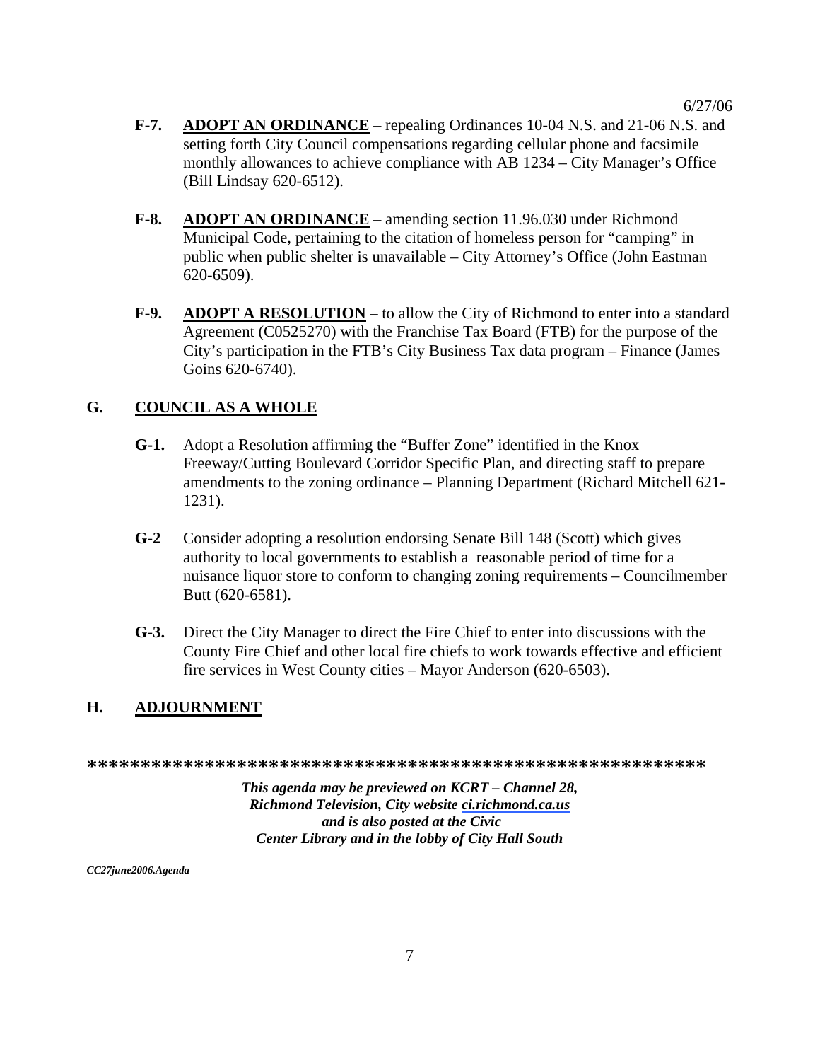- **F-7.** **ADOPT AN ORDINANCE** – repealing Ordinances 10-04 N.S. and 21-06 N.S. and setting forth City Council compensations regarding cellular phone and facsimile monthly allowances to achieve compliance with AB 1234 – City Manager's Office (Bill Lindsay 620-6512).

- **F-8.** **ADOPT AN ORDINANCE** – amending section 11.96.030 under Richmond Municipal Code, pertaining to the citation of homeless person for "camping" in public when public shelter is unavailable – City Attorney's Office (John Eastman 620-6509).

- **F-9.** **ADOPT A RESOLUTION** – to allow the City of Richmond to enter into a standard Agreement (C0525270) with the Franchise Tax Board (FTB) for the purpose of the City's participation in the FTB's City Business Tax data program – Finance (James Goins 620-6740).

## G. COUNCIL AS A WHOLE

- **G-1.** Adopt a Resolution affirming the "Buffer Zone" identified in the Knox Freeway/Cutting Boulevard Corridor Specific Plan, and directing staff to prepare amendments to the zoning ordinance – Planning Department (Richard Mitchell 621-1231).

- **G-2** Consider adopting a resolution endorsing Senate Bill 148 (Scott) which gives authority to local governments to establish a reasonable period of time for a nuisance liquor store to conform to changing zoning requirements – Councilmember Butt (620-6581).

- **G-3.** Direct the City Manager to direct the Fire Chief to enter into discussions with the County Fire Chief and other local fire chiefs to work towards effective and efficient fire services in West County cities – Mayor Anderson (620-6503).

## H. ADJOURNMENT

**********************************************************

***This agenda may be previewed on KCRT – Channel 28, Richmond Television, City website ci.richmond.ca.us and is also posted at the Civic Center Library and in the lobby of City Hall South***

***CC27june2006.Agenda***